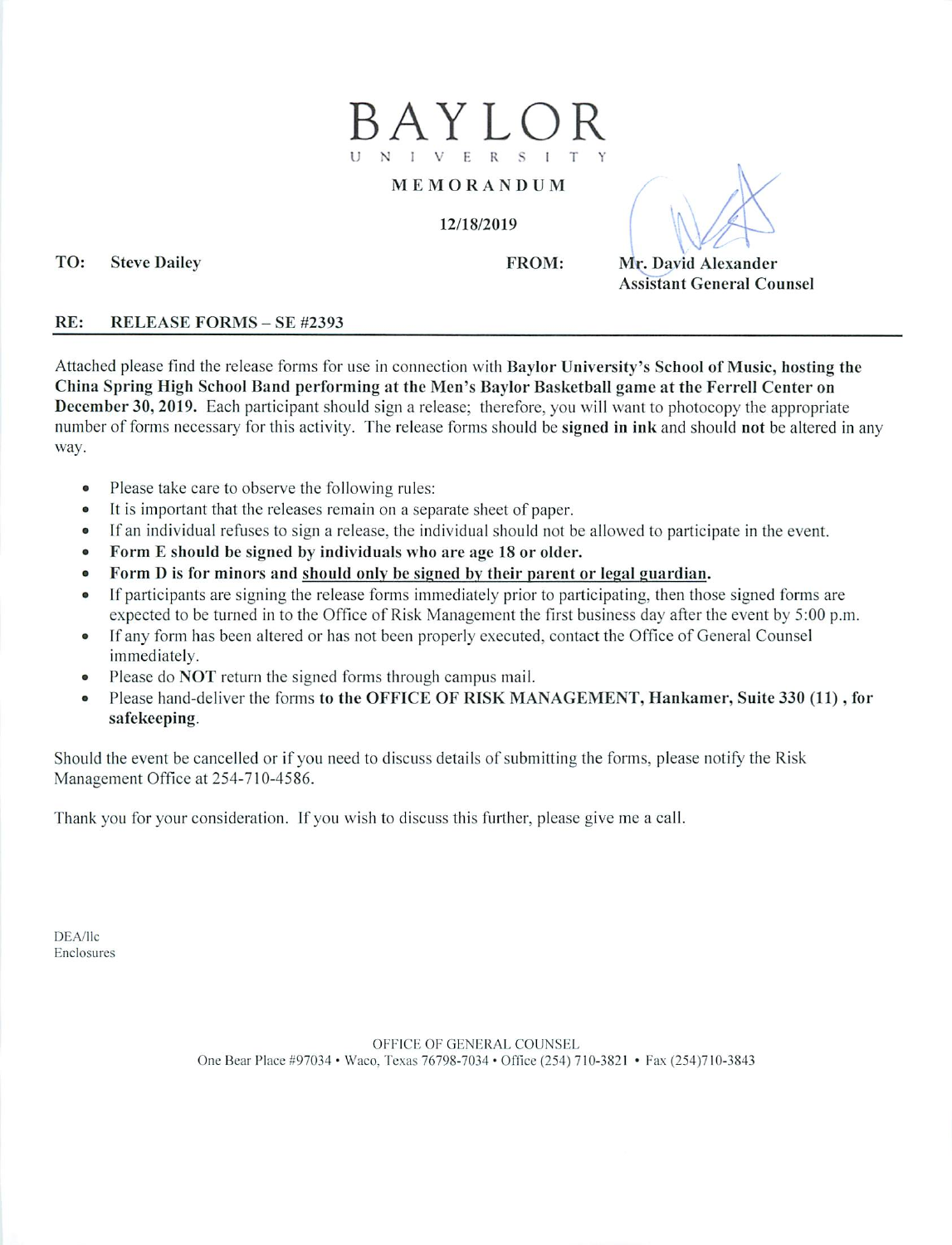# BAYLOR

UNIVERSITY

**MEMORANDUM**

**12/18/2019**

**TO:** **Steve Dailey**

**FROM:** **Mr. David Alexander**
**Assistant General Counsel**

**RE: RELEASE FORMS – SE #2393**

---

Attached please find the release forms for use in connection with **Baylor University's School of Music, hosting the China Spring High School Band performing at the Men's Baylor Basketball game at the Ferrell Center on December 30, 2019.** Each participant should sign a release; therefore, you will want to photocopy the appropriate number of forms necessary for this activity. The release forms should be **signed in ink** and should **not** be altered in any way.

- Please take care to observe the following rules:
- It is important that the releases remain on a separate sheet of paper.
- If an individual refuses to sign a release, the individual should not be allowed to participate in the event.
- **Form E should be signed by individuals who are age 18 or older.**
- **Form D is for minors and <u>should only be signed by their parent or legal guardian</u>.**
- If participants are signing the release forms immediately prior to participating, then those signed forms are expected to be turned in to the Office of Risk Management the first business day after the event by 5:00 p.m.
- If any form has been altered or has not been properly executed, contact the Office of General Counsel immediately.
- Please do **NOT** return the signed forms through campus mail.
- Please hand-deliver the forms **to the OFFICE OF RISK MANAGEMENT, Hankamer, Suite 330 (11) , for safekeeping**.

Should the event be cancelled or if you need to discuss details of submitting the forms, please notify the Risk Management Office at 254-710-4586.

Thank you for your consideration. If you wish to discuss this further, please give me a call.

DEA/llc
Enclosures

OFFICE OF GENERAL COUNSEL
One Bear Place #97034 • Waco, Texas 76798-7034 • Office (254) 710-3821 • Fax (254)710-3843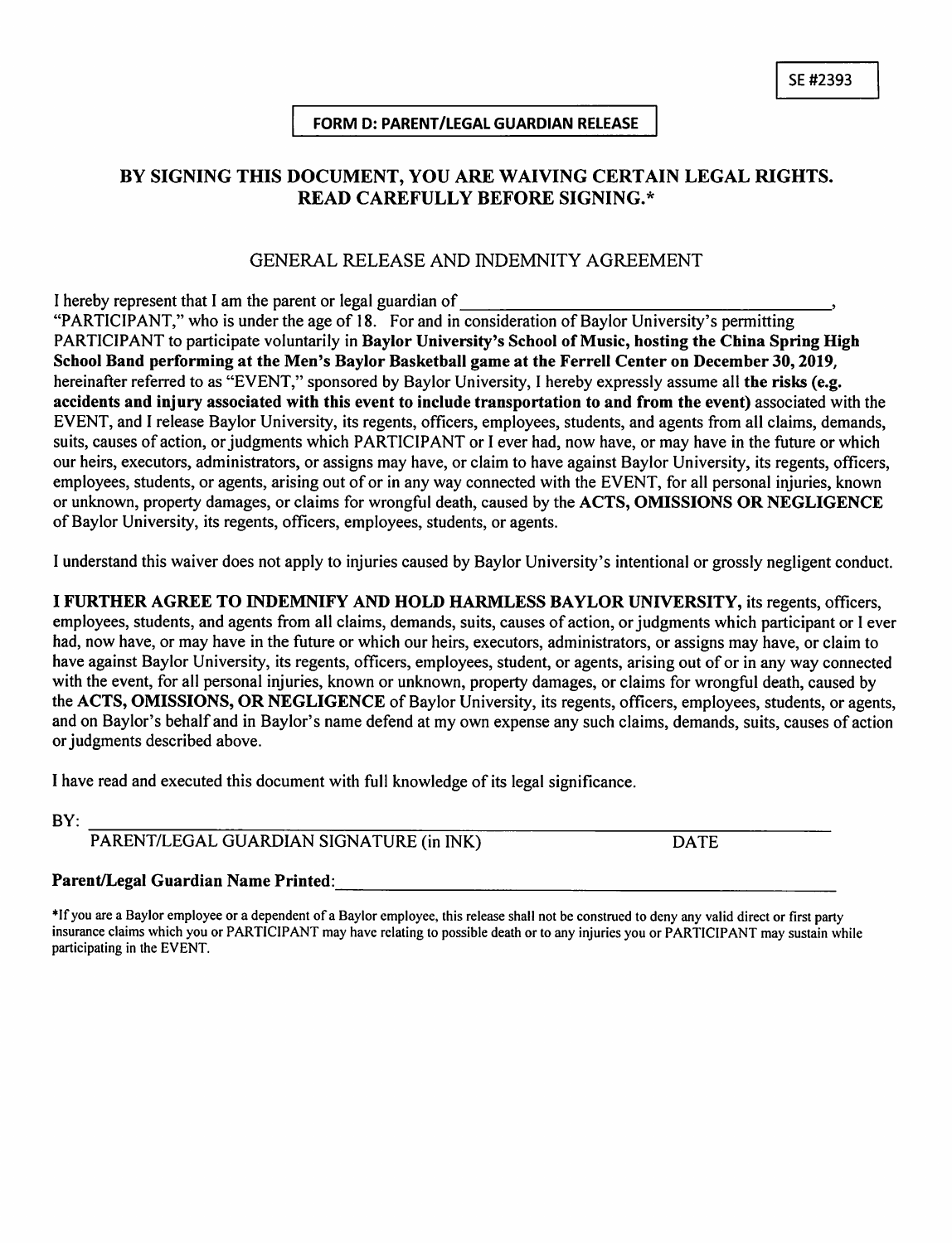SE #2393

**FORM D: PARENT/LEGAL GUARDIAN RELEASE**

## BY SIGNING THIS DOCUMENT, YOU ARE WAIVING CERTAIN LEGAL RIGHTS. READ CAREFULLY BEFORE SIGNING.*

### GENERAL RELEASE AND INDEMNITY AGREEMENT

I hereby represent that I am the parent or legal guardian of ________________________________________, "PARTICIPANT," who is under the age of 18. For and in consideration of Baylor University's permitting PARTICIPANT to participate voluntarily in **Baylor University's School of Music, hosting the China Spring High School Band performing at the Men's Baylor Basketball game at the Ferrell Center on December 30, 2019,** hereinafter referred to as "EVENT," sponsored by Baylor University, I hereby expressly assume all **the risks (e.g. accidents and injury associated with this event to include transportation to and from the event)** associated with the EVENT, and I release Baylor University, its regents, officers, employees, students, and agents from all claims, demands, suits, causes of action, or judgments which PARTICIPANT or I ever had, now have, or may have in the future or which our heirs, executors, administrators, or assigns may have, or claim to have against Baylor University, its regents, officers, employees, students, or agents, arising out of or in any way connected with the EVENT, for all personal injuries, known or unknown, property damages, or claims for wrongful death, caused by the **ACTS, OMISSIONS OR NEGLIGENCE** of Baylor University, its regents, officers, employees, students, or agents.

I understand this waiver does not apply to injuries caused by Baylor University's intentional or grossly negligent conduct.

**I FURTHER AGREE TO INDEMNIFY AND HOLD HARMLESS BAYLOR UNIVERSITY,** its regents, officers, employees, students, and agents from all claims, demands, suits, causes of action, or judgments which participant or I ever had, now have, or may have in the future or which our heirs, executors, administrators, or assigns may have, or claim to have against Baylor University, its regents, officers, employees, student, or agents, arising out of or in any way connected with the event, for all personal injuries, known or unknown, property damages, or claims for wrongful death, caused by the **ACTS, OMISSIONS, OR NEGLIGENCE** of Baylor University, its regents, officers, employees, students, or agents, and on Baylor's behalf and in Baylor's name defend at my own expense any such claims, demands, suits, causes of action or judgments described above.

I have read and executed this document with full knowledge of its legal significance.

BY: ________________________________________________________________________
PARENT/LEGAL GUARDIAN SIGNATURE (in INK) DATE

**Parent/Legal Guardian Name Printed:**________________________________________________

*If you are a Baylor employee or a dependent of a Baylor employee, this release shall not be construed to deny any valid direct or first party insurance claims which you or PARTICIPANT may have relating to possible death or to any injuries you or PARTICIPANT may sustain while participating in the EVENT.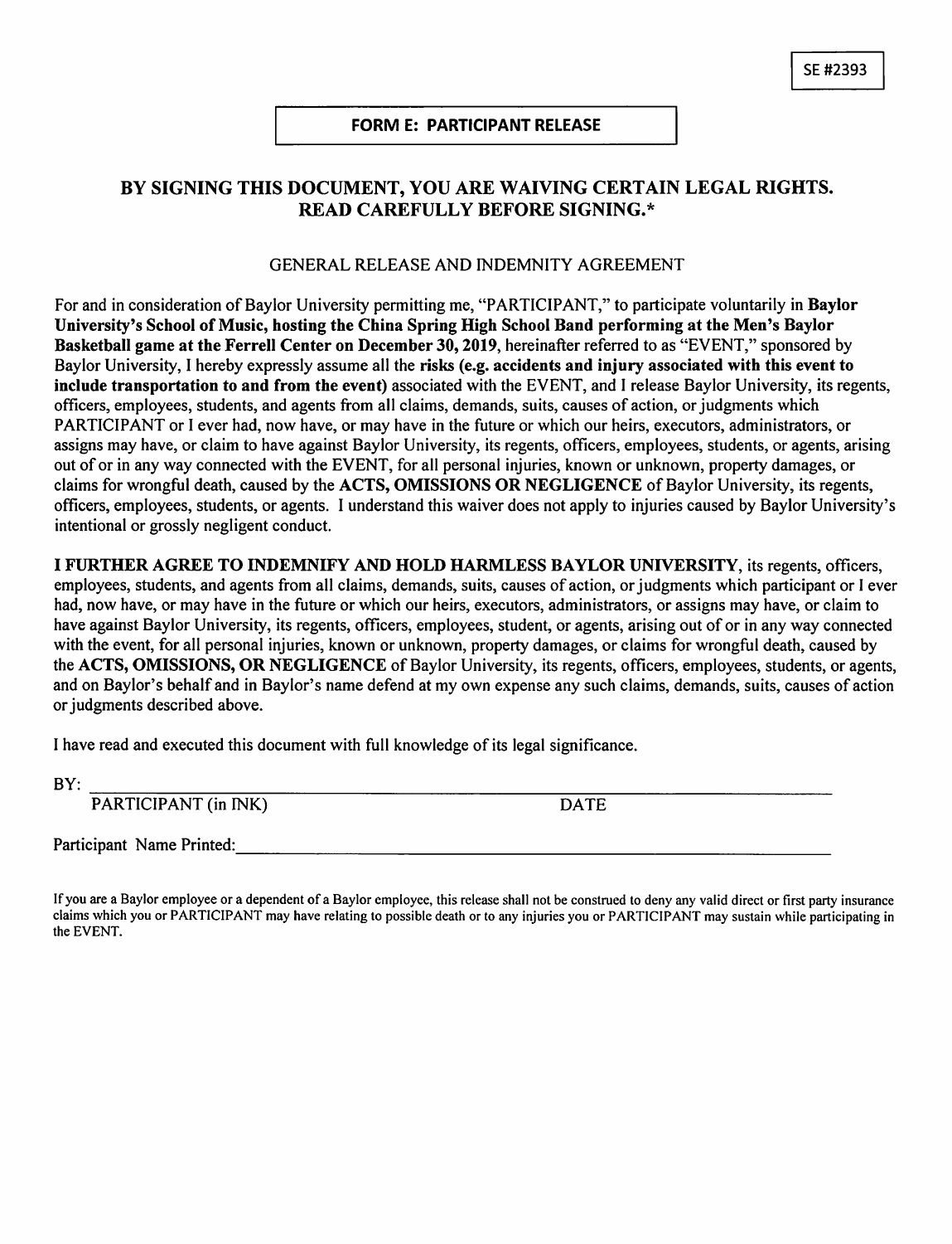SE #2393

**FORM E: PARTICIPANT RELEASE**

## BY SIGNING THIS DOCUMENT, YOU ARE WAIVING CERTAIN LEGAL RIGHTS. READ CAREFULLY BEFORE SIGNING.*

GENERAL RELEASE AND INDEMNITY AGREEMENT

For and in consideration of Baylor University permitting me, "PARTICIPANT," to participate voluntarily in **Baylor University's School of Music, hosting the China Spring High School Band performing at the Men's Baylor Basketball game at the Ferrell Center on December 30, 2019**, hereinafter referred to as "EVENT," sponsored by Baylor University, I hereby expressly assume all the **risks (e.g. accidents and injury associated with this event to include transportation to and from the event)** associated with the EVENT, and I release Baylor University, its regents, officers, employees, students, and agents from all claims, demands, suits, causes of action, or judgments which PARTICIPANT or I ever had, now have, or may have in the future or which our heirs, executors, administrators, or assigns may have, or claim to have against Baylor University, its regents, officers, employees, students, or agents, arising out of or in any way connected with the EVENT, for all personal injuries, known or unknown, property damages, or claims for wrongful death, caused by the **ACTS, OMISSIONS OR NEGLIGENCE** of Baylor University, its regents, officers, employees, students, or agents. I understand this waiver does not apply to injuries caused by Baylor University's intentional or grossly negligent conduct.

**I FURTHER AGREE TO INDEMNIFY AND HOLD HARMLESS BAYLOR UNIVERSITY**, its regents, officers, employees, students, and agents from all claims, demands, suits, causes of action, or judgments which participant or I ever had, now have, or may have in the future or which our heirs, executors, administrators, or assigns may have, or claim to have against Baylor University, its regents, officers, employees, student, or agents, arising out of or in any way connected with the event, for all personal injuries, known or unknown, property damages, or claims for wrongful death, caused by the **ACTS, OMISSIONS, OR NEGLIGENCE** of Baylor University, its regents, officers, employees, students, or agents, and on Baylor's behalf and in Baylor's name defend at my own expense any such claims, demands, suits, causes of action or judgments described above.

I have read and executed this document with full knowledge of its legal significance.

BY: ______________________________________________________________

PARTICIPANT (in INK) DATE

Participant Name Printed: ______________________________________________

If you are a Baylor employee or a dependent of a Baylor employee, this release shall not be construed to deny any valid direct or first party insurance claims which you or PARTICIPANT may have relating to possible death or to any injuries you or PARTICIPANT may sustain while participating in the EVENT.